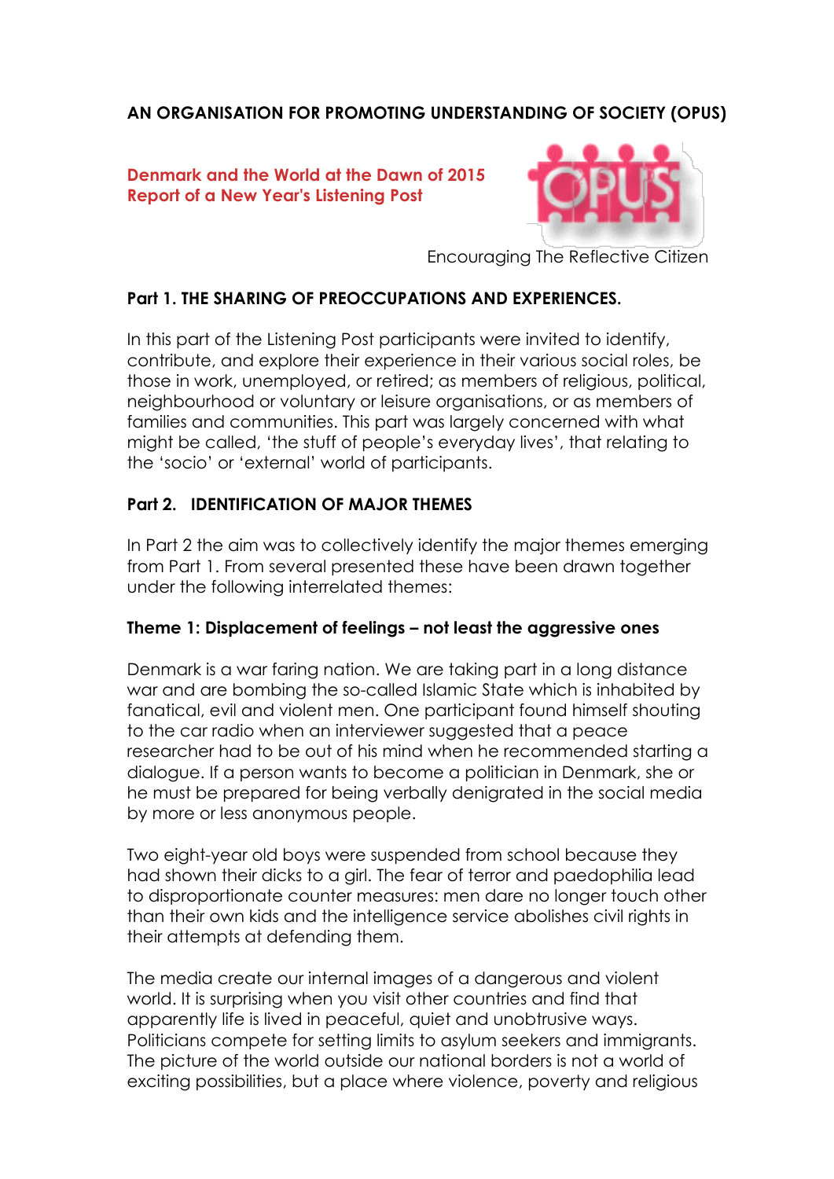# AN ORGANISATION FOR PROMOTING UNDERSTANDING OF SOCIETY (OPUS)

**Denmark and the World at the Dawn of 2015**
**Report of a New Year's Listening Post**

Encouraging The Reflective Citizen

## Part 1. THE SHARING OF PREOCCUPATIONS AND EXPERIENCES.

In this part of the Listening Post participants were invited to identify, contribute, and explore their experience in their various social roles, be those in work, unemployed, or retired; as members of religious, political, neighbourhood or voluntary or leisure organisations, or as members of families and communities. This part was largely concerned with what might be called, 'the stuff of people's everyday lives', that relating to the 'socio' or 'external' world of participants.

## Part 2. IDENTIFICATION OF MAJOR THEMES

In Part 2 the aim was to collectively identify the major themes emerging from Part 1. From several presented these have been drawn together under the following interrelated themes:

### Theme 1: Displacement of feelings – not least the aggressive ones

Denmark is a war faring nation. We are taking part in a long distance war and are bombing the so-called Islamic State which is inhabited by fanatical, evil and violent men. One participant found himself shouting to the car radio when an interviewer suggested that a peace researcher had to be out of his mind when he recommended starting a dialogue. If a person wants to become a politician in Denmark, she or he must be prepared for being verbally denigrated in the social media by more or less anonymous people.

Two eight-year old boys were suspended from school because they had shown their dicks to a girl. The fear of terror and paedophilia lead to disproportionate counter measures: men dare no longer touch other than their own kids and the intelligence service abolishes civil rights in their attempts at defending them.

The media create our internal images of a dangerous and violent world. It is surprising when you visit other countries and find that apparently life is lived in peaceful, quiet and unobtrusive ways. Politicians compete for setting limits to asylum seekers and immigrants. The picture of the world outside our national borders is not a world of exciting possibilities, but a place where violence, poverty and religious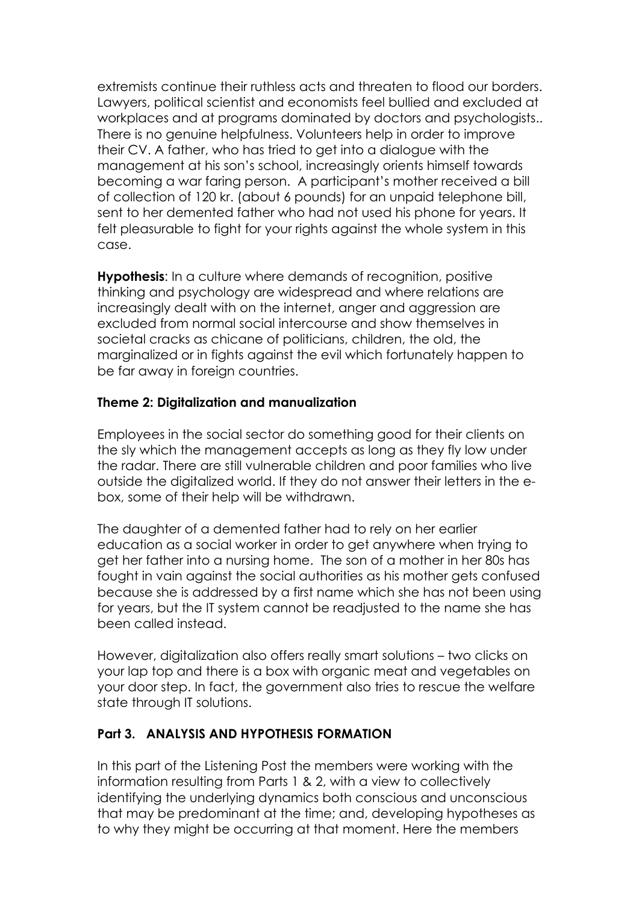extremists continue their ruthless acts and threaten to flood our borders. Lawyers, political scientist and economists feel bullied and excluded at workplaces and at programs dominated by doctors and psychologists.. There is no genuine helpfulness. Volunteers help in order to improve their CV. A father, who has tried to get into a dialogue with the management at his son's school, increasingly orients himself towards becoming a war faring person. A participant's mother received a bill of collection of 120 kr. (about 6 pounds) for an unpaid telephone bill, sent to her demented father who had not used his phone for years. It felt pleasurable to fight for your rights against the whole system in this case.

**Hypothesis**: In a culture where demands of recognition, positive thinking and psychology are widespread and where relations are increasingly dealt with on the internet, anger and aggression are excluded from normal social intercourse and show themselves in societal cracks as chicane of politicians, children, the old, the marginalized or in fights against the evil which fortunately happen to be far away in foreign countries.

**Theme 2: Digitalization and manualization**

Employees in the social sector do something good for their clients on the sly which the management accepts as long as they fly low under the radar. There are still vulnerable children and poor families who live outside the digitalized world. If they do not answer their letters in the e-box, some of their help will be withdrawn.

The daughter of a demented father had to rely on her earlier education as a social worker in order to get anywhere when trying to get her father into a nursing home. The son of a mother in her 80s has fought in vain against the social authorities as his mother gets confused because she is addressed by a first name which she has not been using for years, but the IT system cannot be readjusted to the name she has been called instead.

However, digitalization also offers really smart solutions – two clicks on your lap top and there is a box with organic meat and vegetables on your door step. In fact, the government also tries to rescue the welfare state through IT solutions.

**Part 3. ANALYSIS AND HYPOTHESIS FORMATION**

In this part of the Listening Post the members were working with the information resulting from Parts 1 & 2, with a view to collectively identifying the underlying dynamics both conscious and unconscious that may be predominant at the time; and, developing hypotheses as to why they might be occurring at that moment. Here the members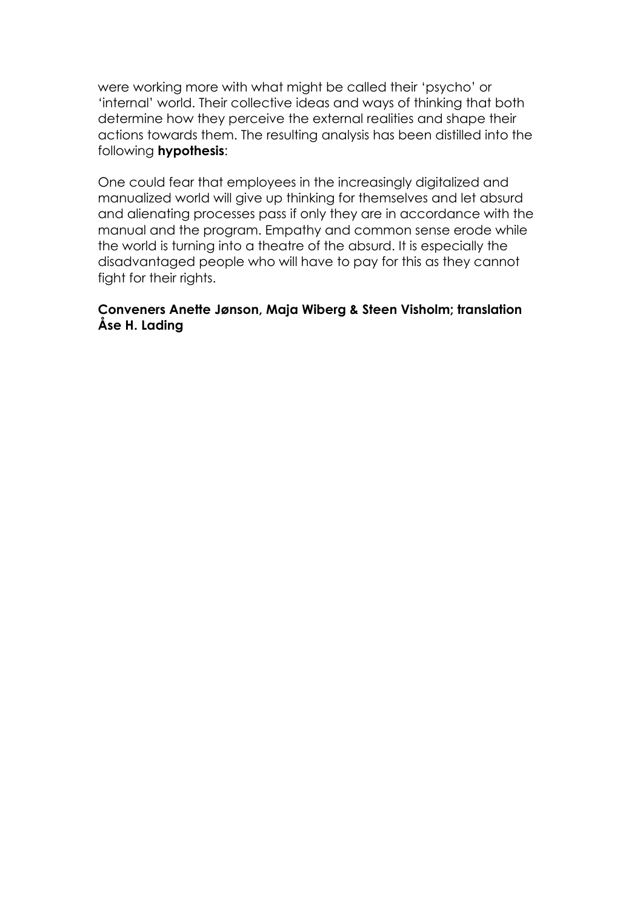were working more with what might be called their 'psycho' or 'internal' world. Their collective ideas and ways of thinking that both determine how they perceive the external realities and shape their actions towards them. The resulting analysis has been distilled into the following **hypothesis**:

One could fear that employees in the increasingly digitalized and manualized world will give up thinking for themselves and let absurd and alienating processes pass if only they are in accordance with the manual and the program. Empathy and common sense erode while the world is turning into a theatre of the absurd. It is especially the disadvantaged people who will have to pay for this as they cannot fight for their rights.

**Conveners Anette Jønson, Maja Wiberg & Steen Visholm; translation Åse H. Lading**